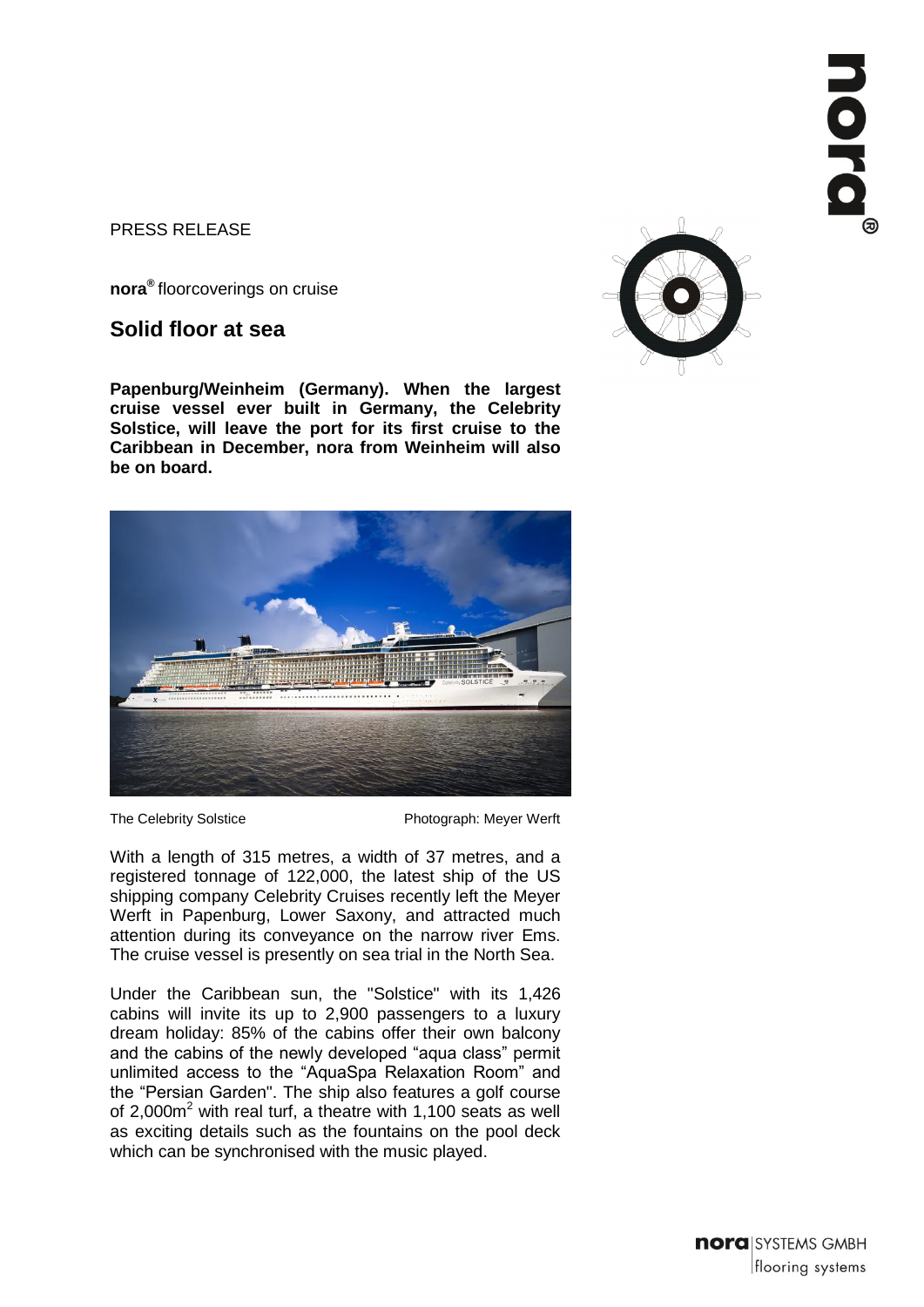PRESS RELEASE

**nora®** floorcoverings on cruise

## Solid floor at sea

**Papenburg/Weinheim (Germany). When the largest cruise vessel ever built in Germany, the Celebrity Solstice, will leave the port for its first cruise to the Caribbean in December, nora from Weinheim will also be on board.**

The Celebrity Solstice Photograph: Meyer Werft

With a length of 315 metres, a width of 37 metres, and a registered tonnage of 122,000, the latest ship of the US shipping company Celebrity Cruises recently left the Meyer Werft in Papenburg, Lower Saxony, and attracted much attention during its conveyance on the narrow river Ems. The cruise vessel is presently on sea trial in the North Sea.

Under the Caribbean sun, the "Solstice" with its 1,426 cabins will invite its up to 2,900 passengers to a luxury dream holiday: 85% of the cabins offer their own balcony and the cabins of the newly developed "aqua class" permit unlimited access to the "AquaSpa Relaxation Room" and the "Persian Garden". The ship also features a golf course of 2,000m$^2$ with real turf, a theatre with 1,100 seats as well as exciting details such as the fountains on the pool deck which can be synchronised with the music played.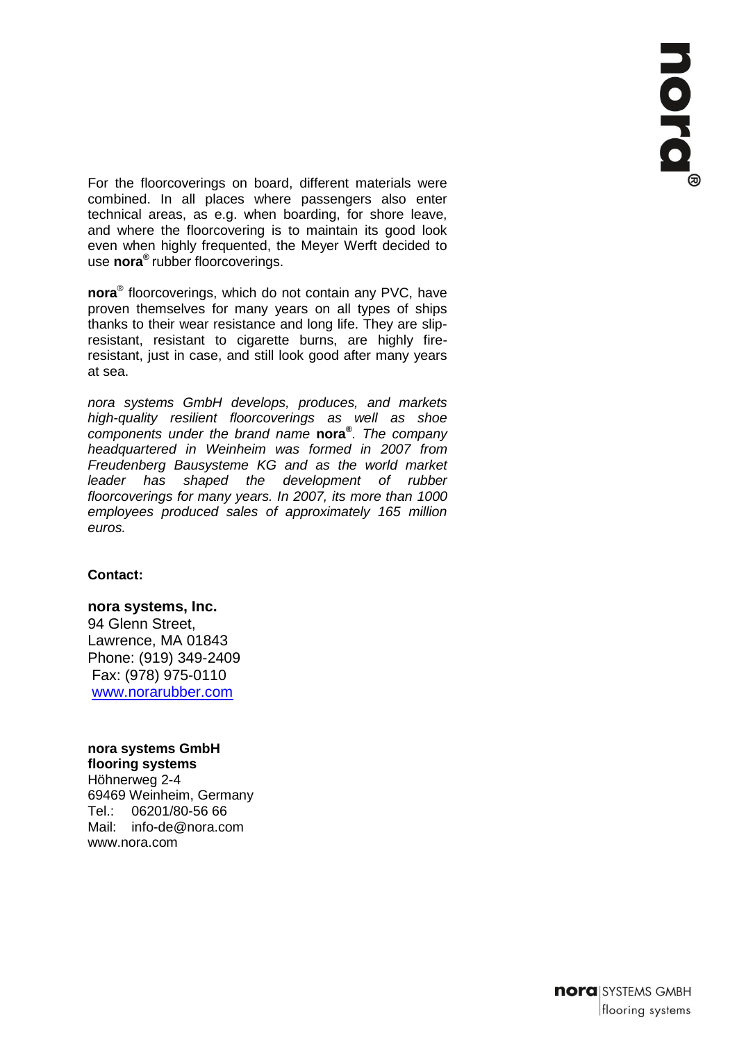For the floorcoverings on board, different materials were combined. In all places where passengers also enter technical areas, as e.g. when boarding, for shore leave, and where the floorcovering is to maintain its good look even when highly frequented, the Meyer Werft decided to use **nora®** rubber floorcoverings.

**nora**® floorcoverings, which do not contain any PVC, have proven themselves for many years on all types of ships thanks to their wear resistance and long life. They are slip-resistant, resistant to cigarette burns, are highly fire-resistant, just in case, and still look good after many years at sea.

*nora systems GmbH develops, produces, and markets high-quality resilient floorcoverings as well as shoe components under the brand name* **nora®**. *The company headquartered in Weinheim was formed in 2007 from Freudenberg Bausysteme KG and as the world market leader has shaped the development of rubber floorcoverings for many years. In 2007, its more than 1000 employees produced sales of approximately 165 million euros.*

**Contact:**

**nora systems, Inc.**
94 Glenn Street,
Lawrence, MA 01843
Phone: (919) 349-2409
Fax: (978) 975-0110
www.norarubber.com

**nora systems GmbH**
**flooring systems**
Höhnerweg 2-4
69469 Weinheim, Germany
Tel.: 06201/80-56 66
Mail: info-de@nora.com
www.nora.com